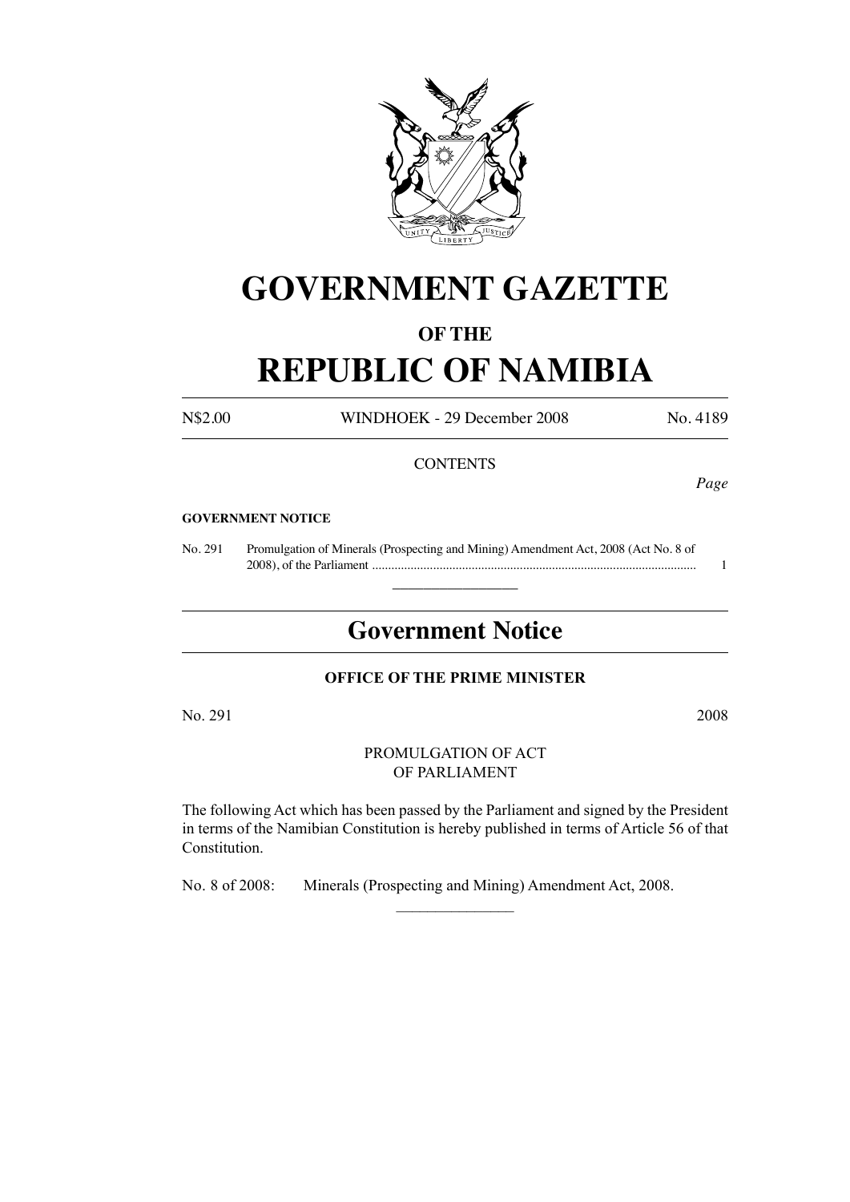# GOVERNMENT GAZETTE

### OF THE

# REPUBLIC OF NAMIBIA

N$2.00 WINDHOEK - 29 December 2008 No. 4189

CONTENTS

*Page*

**GOVERNMENT NOTICE**

No. 291 Promulgation of Minerals (Prospecting and Mining) Amendment Act, 2008 (Act No. 8 of 2008), of the Parliament .................................................................................................... 1

---

## Government Notice

**OFFICE OF THE PRIME MINISTER**

No. 291 2008

PROMULGATION OF ACT
OF PARLIAMENT

The following Act which has been passed by the Parliament and signed by the President in terms of the Namibian Constitution is hereby published in terms of Article 56 of that Constitution.

No. 8 of 2008: Minerals (Prospecting and Mining) Amendment Act, 2008.

---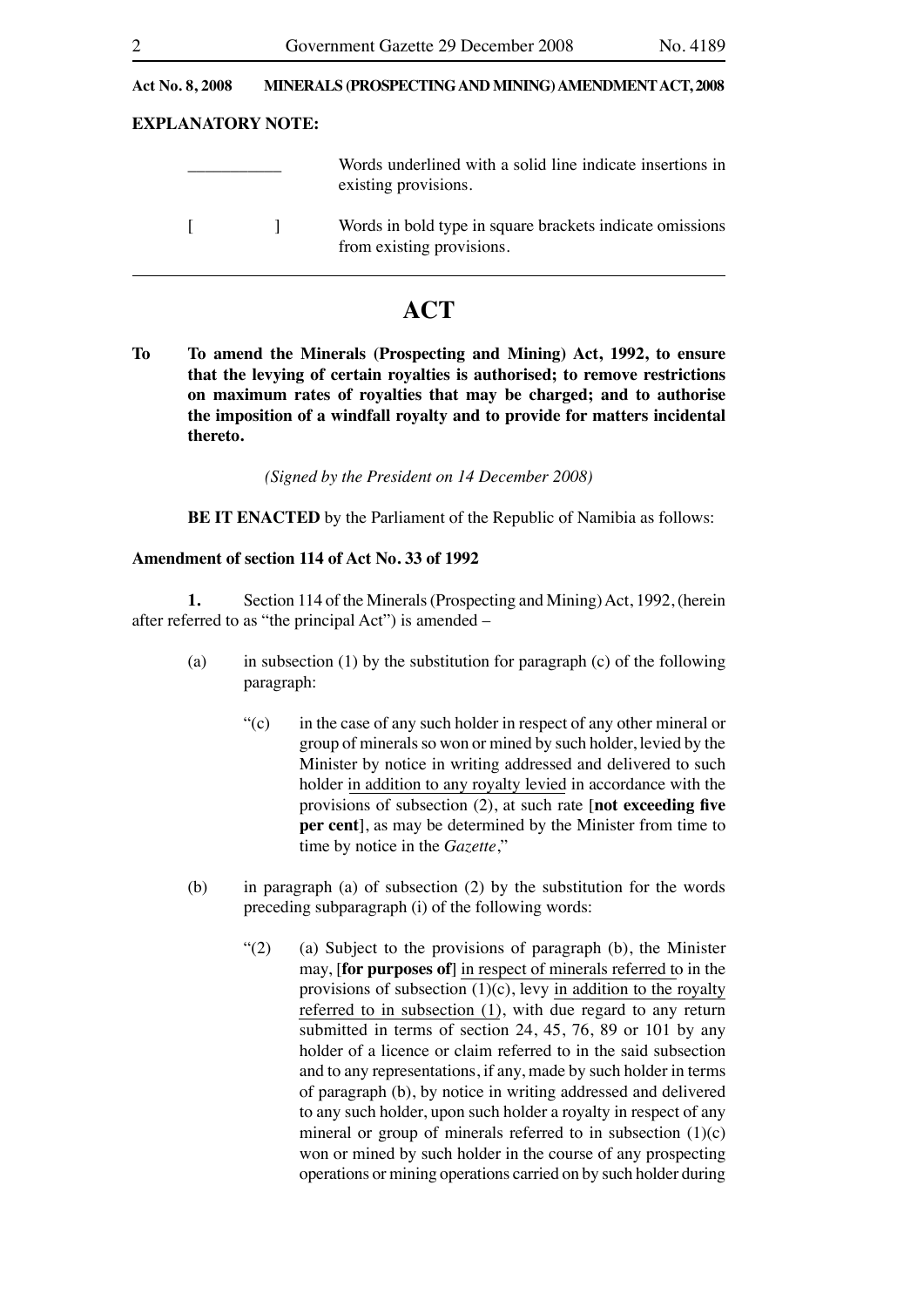**Act No. 8, 2008 MINERALS (PROSPECTING AND MINING) AMENDMENT ACT, 2008**

**EXPLANATORY NOTE:**

| | |
|---|---|
| ___________ | Words underlined with a solid line indicate insertions in existing provisions. |
| [ ] | Words in bold type in square brackets indicate omissions from existing provisions. |

# ACT

**To** **To amend the Minerals (Prospecting and Mining) Act, 1992, to ensure that the levying of certain royalties is authorised; to remove restrictions on maximum rates of royalties that may be charged; and to authorise the imposition of a windfall royalty and to provide for matters incidental thereto.**

*(Signed by the President on 14 December 2008)*

**BE IT ENACTED** by the Parliament of the Republic of Namibia as follows:

**Amendment of section 114 of Act No. 33 of 1992**

**1.** Section 114 of the Minerals (Prospecting and Mining) Act, 1992, (herein after referred to as "the principal Act") is amended –

(a) in subsection (1) by the substitution for paragraph (c) of the following paragraph:

"(c) in the case of any such holder in respect of any other mineral or group of minerals so won or mined by such holder, levied by the Minister by notice in writing addressed and delivered to such holder <u>in addition to any royalty levied</u> in accordance with the provisions of subsection (2), at such rate [**not exceeding five per cent**], as may be determined by the Minister from time to time by notice in the *Gazette*,"

(b) in paragraph (a) of subsection (2) by the substitution for the words preceding subparagraph (i) of the following words:

"(2) (a) Subject to the provisions of paragraph (b), the Minister may, [**for purposes of**] <u>in respect of minerals referred to</u> in the provisions of subsection (1)(c), levy <u>in addition to the royalty referred to in subsection (1)</u>, with due regard to any return submitted in terms of section 24, 45, 76, 89 or 101 by any holder of a licence or claim referred to in the said subsection and to any representations, if any, made by such holder in terms of paragraph (b), by notice in writing addressed and delivered to any such holder, upon such holder a royalty in respect of any mineral or group of minerals referred to in subsection (1)(c) won or mined by such holder in the course of any prospecting operations or mining operations carried on by such holder during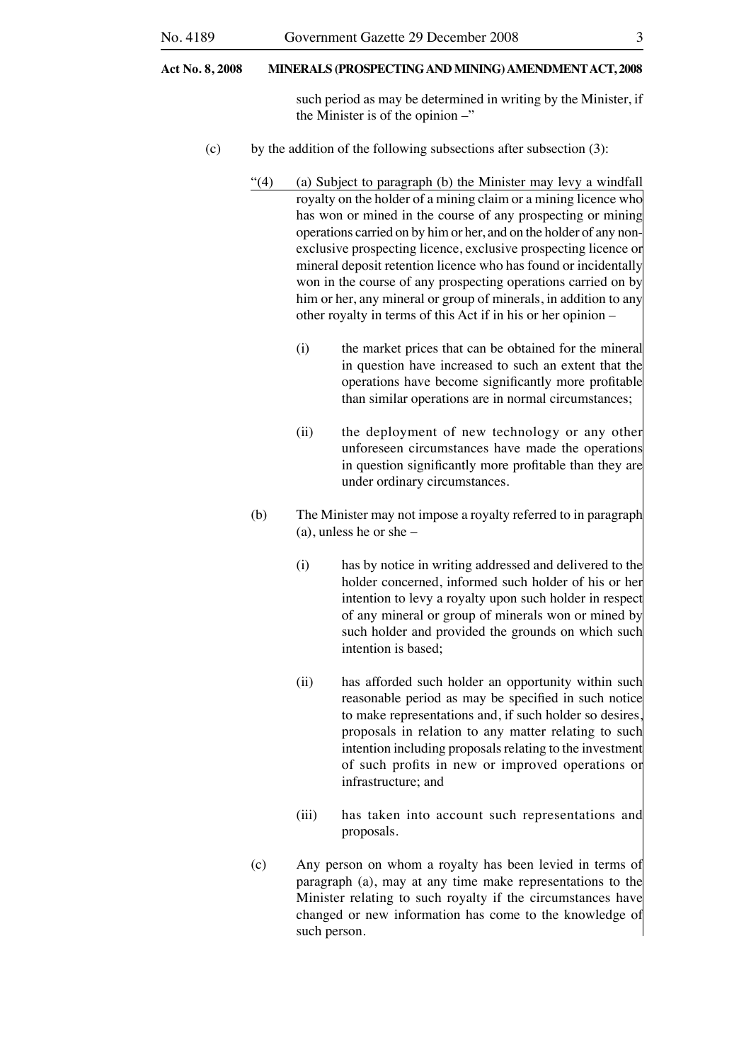such period as may be determined in writing by the Minister, if the Minister is of the opinion –"

(c) by the addition of the following subsections after subsection (3):

"(4) (a) Subject to paragraph (b) the Minister may levy a windfall royalty on the holder of a mining claim or a mining licence who has won or mined in the course of any prospecting or mining operations carried on by him or her, and on the holder of any non-exclusive prospecting licence, exclusive prospecting licence or mineral deposit retention licence who has found or incidentally won in the course of any prospecting operations carried on by him or her, any mineral or group of minerals, in addition to any other royalty in terms of this Act if in his or her opinion –

(i) the market prices that can be obtained for the mineral in question have increased to such an extent that the operations have become significantly more profitable than similar operations are in normal circumstances;

(ii) the deployment of new technology or any other unforeseen circumstances have made the operations in question significantly more profitable than they are under ordinary circumstances.

(b) The Minister may not impose a royalty referred to in paragraph (a), unless he or she –

(i) has by notice in writing addressed and delivered to the holder concerned, informed such holder of his or her intention to levy a royalty upon such holder in respect of any mineral or group of minerals won or mined by such holder and provided the grounds on which such intention is based;

(ii) has afforded such holder an opportunity within such reasonable period as may be specified in such notice to make representations and, if such holder so desires, proposals in relation to any matter relating to such intention including proposals relating to the investment of such profits in new or improved operations or infrastructure; and

(iii) has taken into account such representations and proposals.

(c) Any person on whom a royalty has been levied in terms of paragraph (a), may at any time make representations to the Minister relating to such royalty if the circumstances have changed or new information has come to the knowledge of such person.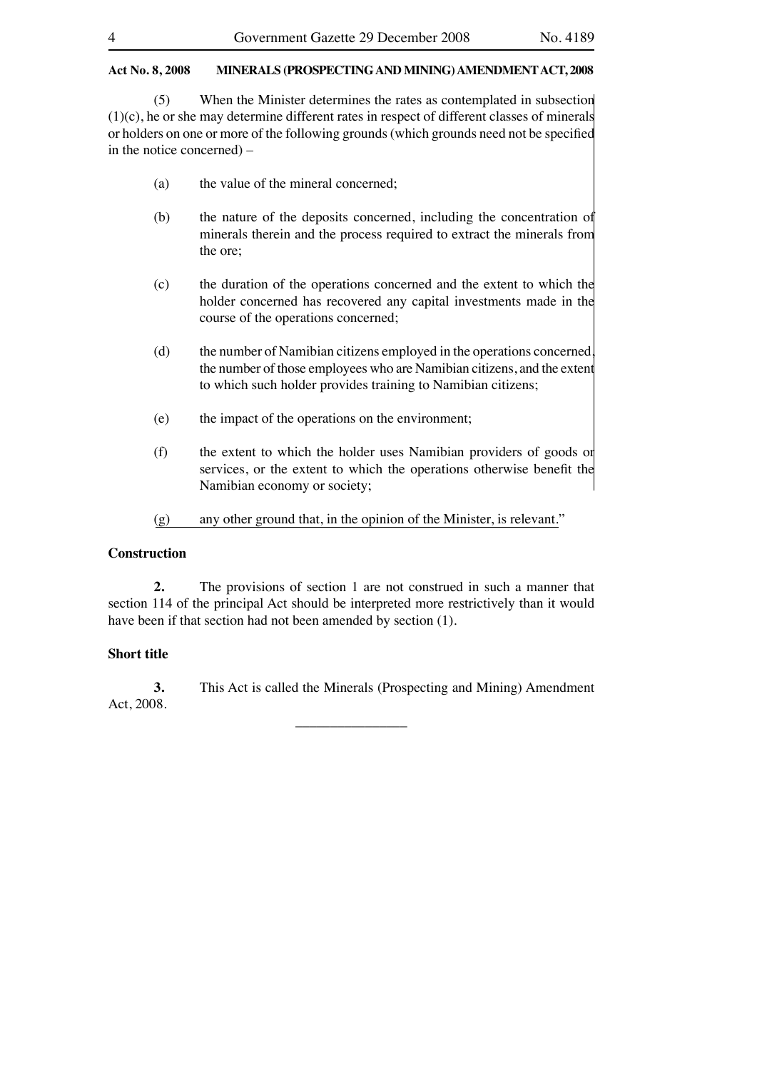(5) When the Minister determines the rates as contemplated in subsection (1)(c), he or she may determine different rates in respect of different classes of minerals or holders on one or more of the following grounds (which grounds need not be specified in the notice concerned) –

(a) the value of the mineral concerned;

(b) the nature of the deposits concerned, including the concentration of minerals therein and the process required to extract the minerals from the ore;

(c) the duration of the operations concerned and the extent to which the holder concerned has recovered any capital investments made in the course of the operations concerned;

(d) the number of Namibian citizens employed in the operations concerned, the number of those employees who are Namibian citizens, and the extent to which such holder provides training to Namibian citizens;

(e) the impact of the operations on the environment;

(f) the extent to which the holder uses Namibian providers of goods or services, or the extent to which the operations otherwise benefit the Namibian economy or society;

(g) any other ground that, in the opinion of the Minister, is relevant."

**Construction**

**2.** The provisions of section 1 are not construed in such a manner that section 114 of the principal Act should be interpreted more restrictively than it would have been if that section had not been amended by section (1).

**Short title**

**3.** This Act is called the Minerals (Prospecting and Mining) Amendment Act, 2008.

---